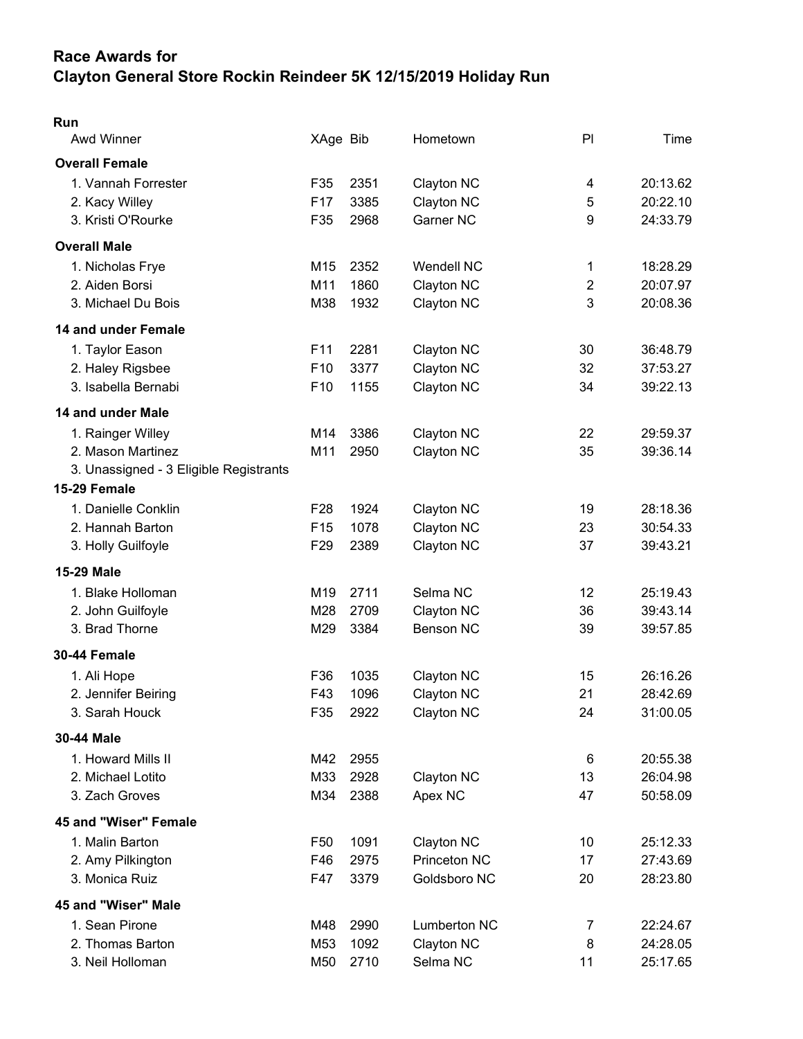# Race Awards for
# Clayton General Store Rockin Reindeer 5K 12/15/2019 Holiday Run

**Run**

| Awd Winner | XAge | Bib | Hometown | Pl | Time |
|---|---|---|---|---|---|
| **Overall Female** | | | | | |
| 1. Vannah Forrester | F35 | 2351 | Clayton NC | 4 | 20:13.62 |
| 2. Kacy Willey | F17 | 3385 | Clayton NC | 5 | 20:22.10 |
| 3. Kristi O'Rourke | F35 | 2968 | Garner NC | 9 | 24:33.79 |
| **Overall Male** | | | | | |
| 1. Nicholas Frye | M15 | 2352 | Wendell NC | 1 | 18:28.29 |
| 2. Aiden Borsi | M11 | 1860 | Clayton NC | 2 | 20:07.97 |
| 3. Michael Du Bois | M38 | 1932 | Clayton NC | 3 | 20:08.36 |
| **14 and under Female** | | | | | |
| 1. Taylor Eason | F11 | 2281 | Clayton NC | 30 | 36:48.79 |
| 2. Haley Rigsbee | F10 | 3377 | Clayton NC | 32 | 37:53.27 |
| 3. Isabella Bernabi | F10 | 1155 | Clayton NC | 34 | 39:22.13 |
| **14 and under Male** | | | | | |
| 1. Rainger Willey | M14 | 3386 | Clayton NC | 22 | 29:59.37 |
| 2. Mason Martinez | M11 | 2950 | Clayton NC | 35 | 39:36.14 |
| 3. Unassigned - 3 Eligible Registrants | | | | | |
| **15-29 Female** | | | | | |
| 1. Danielle Conklin | F28 | 1924 | Clayton NC | 19 | 28:18.36 |
| 2. Hannah Barton | F15 | 1078 | Clayton NC | 23 | 30:54.33 |
| 3. Holly Guilfoyle | F29 | 2389 | Clayton NC | 37 | 39:43.21 |
| **15-29 Male** | | | | | |
| 1. Blake Holloman | M19 | 2711 | Selma NC | 12 | 25:19.43 |
| 2. John Guilfoyle | M28 | 2709 | Clayton NC | 36 | 39:43.14 |
| 3. Brad Thorne | M29 | 3384 | Benson NC | 39 | 39:57.85 |
| **30-44 Female** | | | | | |
| 1. Ali Hope | F36 | 1035 | Clayton NC | 15 | 26:16.26 |
| 2. Jennifer Beiring | F43 | 1096 | Clayton NC | 21 | 28:42.69 |
| 3. Sarah Houck | F35 | 2922 | Clayton NC | 24 | 31:00.05 |
| **30-44 Male** | | | | | |
| 1. Howard Mills II | M42 | 2955 | | 6 | 20:55.38 |
| 2. Michael Lotito | M33 | 2928 | Clayton NC | 13 | 26:04.98 |
| 3. Zach Groves | M34 | 2388 | Apex NC | 47 | 50:58.09 |
| **45 and "Wiser" Female** | | | | | |
| 1. Malin Barton | F50 | 1091 | Clayton NC | 10 | 25:12.33 |
| 2. Amy Pilkington | F46 | 2975 | Princeton NC | 17 | 27:43.69 |
| 3. Monica Ruiz | F47 | 3379 | Goldsboro NC | 20 | 28:23.80 |
| **45 and "Wiser" Male** | | | | | |
| 1. Sean Pirone | M48 | 2990 | Lumberton NC | 7 | 22:24.67 |
| 2. Thomas Barton | M53 | 1092 | Clayton NC | 8 | 24:28.05 |
| 3. Neil Holloman | M50 | 2710 | Selma NC | 11 | 25:17.65 |